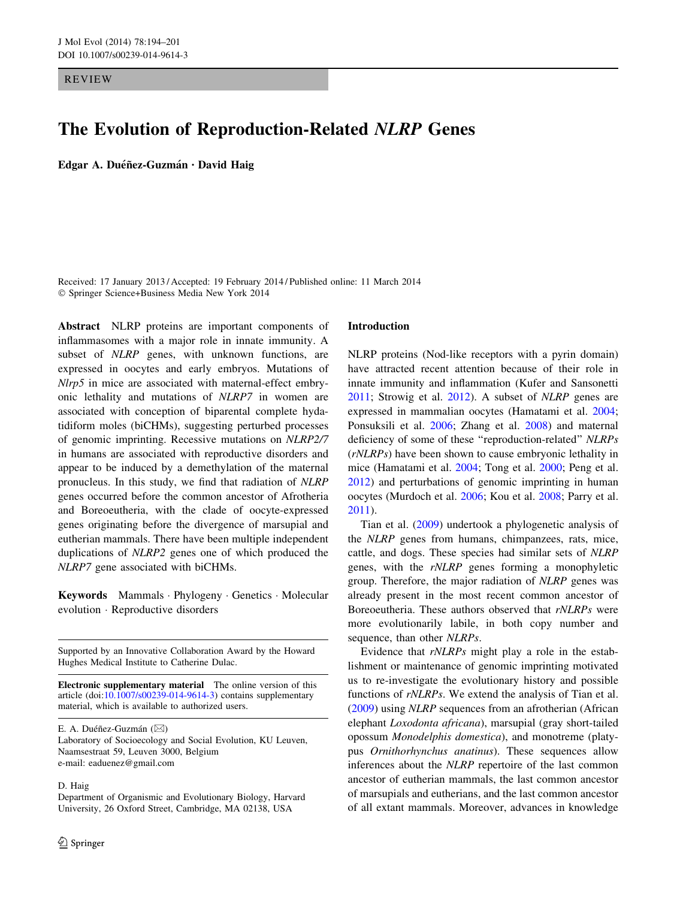REVIEW

# The Evolution of Reproduction-Related *NLRP* Genes

**Edgar A. Duéñez-Guzmán · David Haig**

Received: 17 January 2013 / Accepted: 19 February 2014 / Published online: 11 March 2014
© Springer Science+Business Media New York 2014

**Abstract** NLRP proteins are important components of inflammasomes with a major role in innate immunity. A subset of *NLRP* genes, with unknown functions, are expressed in oocytes and early embryos. Mutations of *Nlrp5* in mice are associated with maternal-effect embryonic lethality and mutations of *NLRP7* in women are associated with conception of biparental complete hydatidiform moles (biCHMs), suggesting perturbed processes of genomic imprinting. Recessive mutations on *NLRP2/7* in humans are associated with reproductive disorders and appear to be induced by a demethylation of the maternal pronucleus. In this study, we find that radiation of *NLRP* genes occurred before the common ancestor of Afrotheria and Boreoeutheria, with the clade of oocyte-expressed genes originating before the divergence of marsupial and eutherian mammals. There have been multiple independent duplications of *NLRP2* genes one of which produced the *NLRP7* gene associated with biCHMs.

**Keywords** Mammals · Phylogeny · Genetics · Molecular evolution · Reproductive disorders

Supported by an Innovative Collaboration Award by the Howard Hughes Medical Institute to Catherine Dulac.

**Electronic supplementary material** The online version of this article (doi:10.1007/s00239-014-9614-3) contains supplementary material, which is available to authorized users.

E. A. Duéñez-Guzmán (✉)
Laboratory of Socioecology and Social Evolution, KU Leuven, Naamsestraat 59, Leuven 3000, Belgium
e-mail: eaduenez@gmail.com

D. Haig
Department of Organismic and Evolutionary Biology, Harvard University, 26 Oxford Street, Cambridge, MA 02138, USA

## Introduction

NLRP proteins (Nod-like receptors with a pyrin domain) have attracted recent attention because of their role in innate immunity and inflammation (Kufer and Sansonetti 2011; Strowig et al. 2012). A subset of *NLRP* genes are expressed in mammalian oocytes (Hamatami et al. 2004; Ponsuksili et al. 2006; Zhang et al. 2008) and maternal deficiency of some of these "reproduction-related" *NLRPs* (*rNLRPs*) have been shown to cause embryonic lethality in mice (Hamatami et al. 2004; Tong et al. 2000; Peng et al. 2012) and perturbations of genomic imprinting in human oocytes (Murdoch et al. 2006; Kou et al. 2008; Parry et al. 2011).

Tian et al. (2009) undertook a phylogenetic analysis of the *NLRP* genes from humans, chimpanzees, rats, mice, cattle, and dogs. These species had similar sets of *NLRP* genes, with the *rNLRP* genes forming a monophyletic group. Therefore, the major radiation of *NLRP* genes was already present in the most recent common ancestor of Boreoeutheria. These authors observed that *rNLRPs* were more evolutionarily labile, in both copy number and sequence, than other *NLRPs*.

Evidence that *rNLRPs* might play a role in the establishment or maintenance of genomic imprinting motivated us to re-investigate the evolutionary history and possible functions of *rNLRPs*. We extend the analysis of Tian et al. (2009) using *NLRP* sequences from an afrotherian (African elephant *Loxodonta africana*), marsupial (gray short-tailed opossum *Monodelphis domestica*), and monotreme (platypus *Ornithorhynchus anatinus*). These sequences allow inferences about the *NLRP* repertoire of the last common ancestor of eutherian mammals, the last common ancestor of marsupials and eutherians, and the last common ancestor of all extant mammals. Moreover, advances in knowledge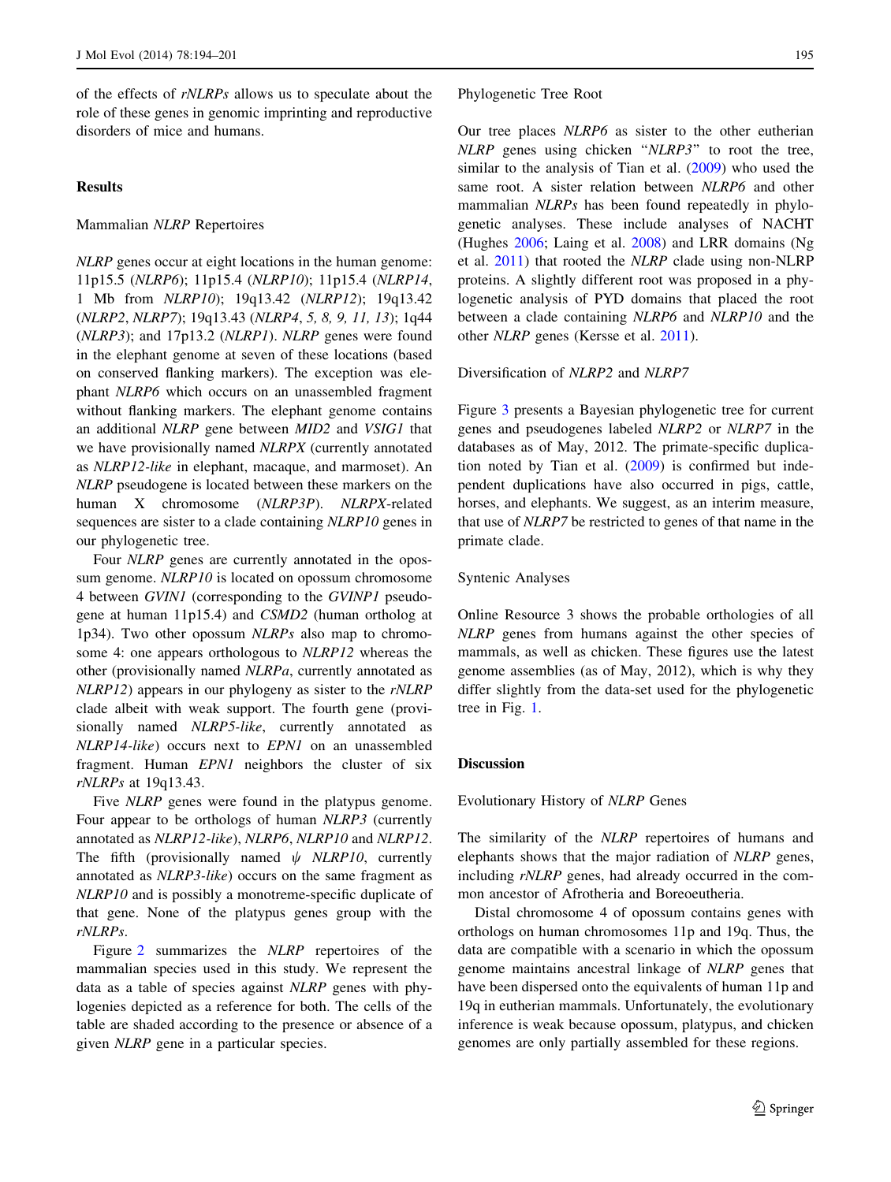of the effects of *rNLRPs* allows us to speculate about the role of these genes in genomic imprinting and reproductive disorders of mice and humans.

## Results

### Mammalian *NLRP* Repertoires

*NLRP* genes occur at eight locations in the human genome: 11p15.5 (*NLRP6*); 11p15.4 (*NLRP10*); 11p15.4 (*NLRP14*, 1 Mb from *NLRP10*); 19q13.42 (*NLRP12*); 19q13.42 (*NLRP2*, *NLRP7*); 19q13.43 (*NLRP4, 5, 8, 9, 11, 13*); 1q44 (*NLRP3*); and 17p13.2 (*NLRP1*). *NLRP* genes were found in the elephant genome at seven of these locations (based on conserved flanking markers). The exception was elephant *NLRP6* which occurs on an unassembled fragment without flanking markers. The elephant genome contains an additional *NLRP* gene between *MID2* and *VSIG1* that we have provisionally named *NLRPX* (currently annotated as *NLRP12-like* in elephant, macaque, and marmoset). An *NLRP* pseudogene is located between these markers on the human X chromosome (*NLRP3P*). *NLRPX*-related sequences are sister to a clade containing *NLRP10* genes in our phylogenetic tree.

Four *NLRP* genes are currently annotated in the opossum genome. *NLRP10* is located on opossum chromosome 4 between *GVIN1* (corresponding to the *GVINP1* pseudogene at human 11p15.4) and *CSMD2* (human ortholog at 1p34). Two other opossum *NLRPs* also map to chromosome 4: one appears orthologous to *NLRP12* whereas the other (provisionally named *NLRPa*, currently annotated as *NLRP12*) appears in our phylogeny as sister to the *rNLRP* clade albeit with weak support. The fourth gene (provisionally named *NLRP5-like*, currently annotated as *NLRP14-like*) occurs next to *EPN1* on an unassembled fragment. Human *EPN1* neighbors the cluster of six *rNLRPs* at 19q13.43.

Five *NLRP* genes were found in the platypus genome. Four appear to be orthologs of human *NLRP3* (currently annotated as *NLRP12-like*), *NLRP6*, *NLRP10* and *NLRP12*. The fifth (provisionally named *ψ NLRP10*, currently annotated as *NLRP3-like*) occurs on the same fragment as *NLRP10* and is possibly a monotreme-specific duplicate of that gene. None of the platypus genes group with the *rNLRPs*.

Figure 2 summarizes the *NLRP* repertoires of the mammalian species used in this study. We represent the data as a table of species against *NLRP* genes with phylogenies depicted as a reference for both. The cells of the table are shaded according to the presence or absence of a given *NLRP* gene in a particular species.

### Phylogenetic Tree Root

Our tree places *NLRP6* as sister to the other eutherian *NLRP* genes using chicken "*NLRP3*" to root the tree, similar to the analysis of Tian et al. (2009) who used the same root. A sister relation between *NLRP6* and other mammalian *NLRPs* has been found repeatedly in phylogenetic analyses. These include analyses of NACHT (Hughes 2006; Laing et al. 2008) and LRR domains (Ng et al. 2011) that rooted the *NLRP* clade using non-NLRP proteins. A slightly different root was proposed in a phylogenetic analysis of PYD domains that placed the root between a clade containing *NLRP6* and *NLRP10* and the other *NLRP* genes (Kersse et al. 2011).

### Diversification of *NLRP2* and *NLRP7*

Figure 3 presents a Bayesian phylogenetic tree for current genes and pseudogenes labeled *NLRP2* or *NLRP7* in the databases as of May, 2012. The primate-specific duplication noted by Tian et al. (2009) is confirmed but independent duplications have also occurred in pigs, cattle, horses, and elephants. We suggest, as an interim measure, that use of *NLRP7* be restricted to genes of that name in the primate clade.

### Syntenic Analyses

Online Resource 3 shows the probable orthologies of all *NLRP* genes from humans against the other species of mammals, as well as chicken. These figures use the latest genome assemblies (as of May, 2012), which is why they differ slightly from the data-set used for the phylogenetic tree in Fig. 1.

## Discussion

### Evolutionary History of *NLRP* Genes

The similarity of the *NLRP* repertoires of humans and elephants shows that the major radiation of *NLRP* genes, including *rNLRP* genes, had already occurred in the common ancestor of Afrotheria and Boreoeutheria.

Distal chromosome 4 of opossum contains genes with orthologs on human chromosomes 11p and 19q. Thus, the data are compatible with a scenario in which the opossum genome maintains ancestral linkage of *NLRP* genes that have been dispersed onto the equivalents of human 11p and 19q in eutherian mammals. Unfortunately, the evolutionary inference is weak because opossum, platypus, and chicken genomes are only partially assembled for these regions.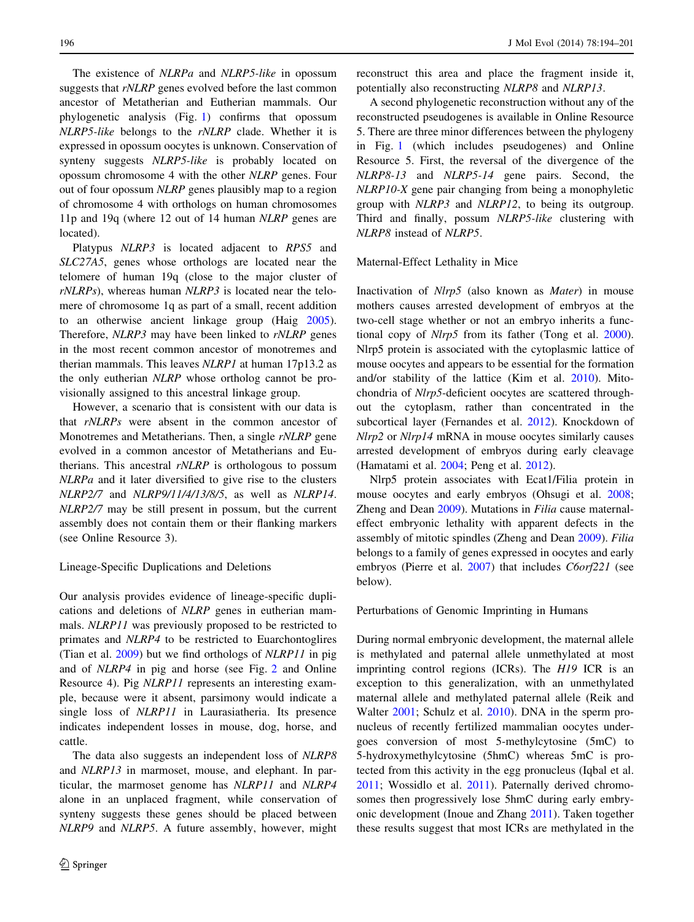The existence of *NLRPa* and *NLRP5-like* in opossum suggests that *rNLRP* genes evolved before the last common ancestor of Metatherian and Eutherian mammals. Our phylogenetic analysis (Fig. 1) confirms that opossum *NLRP5-like* belongs to the *rNLRP* clade. Whether it is expressed in opossum oocytes is unknown. Conservation of synteny suggests *NLRP5-like* is probably located on opossum chromosome 4 with the other *NLRP* genes. Four out of four opossum *NLRP* genes plausibly map to a region of chromosome 4 with orthologs on human chromosomes 11p and 19q (where 12 out of 14 human *NLRP* genes are located).

Platypus *NLRP3* is located adjacent to *RPS5* and *SLC27A5*, genes whose orthologs are located near the telomere of human 19q (close to the major cluster of *rNLRPs*), whereas human *NLRP3* is located near the telomere of chromosome 1q as part of a small, recent addition to an otherwise ancient linkage group (Haig 2005). Therefore, *NLRP3* may have been linked to *rNLRP* genes in the most recent common ancestor of monotremes and therian mammals. This leaves *NLRP1* at human 17p13.2 as the only eutherian *NLRP* whose ortholog cannot be provisionally assigned to this ancestral linkage group.

However, a scenario that is consistent with our data is that *rNLRPs* were absent in the common ancestor of Monotremes and Metatherians. Then, a single *rNLRP* gene evolved in a common ancestor of Metatherians and Eutherians. This ancestral *rNLRP* is orthologous to possum *NLRPa* and it later diversified to give rise to the clusters *NLRP2/7* and *NLRP9/11/4/13/8/5*, as well as *NLRP14*. *NLRP2/7* may be still present in possum, but the current assembly does not contain them or their flanking markers (see Online Resource 3).

## Lineage-Specific Duplications and Deletions

Our analysis provides evidence of lineage-specific duplications and deletions of *NLRP* genes in eutherian mammals. *NLRP11* was previously proposed to be restricted to primates and *NLRP4* to be restricted to Euarchontoglires (Tian et al. 2009) but we find orthologs of *NLRP11* in pig and of *NLRP4* in pig and horse (see Fig. 2 and Online Resource 4). Pig *NLRP11* represents an interesting example, because were it absent, parsimony would indicate a single loss of *NLRP11* in Laurasiatheria. Its presence indicates independent losses in mouse, dog, horse, and cattle.

The data also suggests an independent loss of *NLRP8* and *NLRP13* in marmoset, mouse, and elephant. In particular, the marmoset genome has *NLRP11* and *NLRP4* alone in an unplaced fragment, while conservation of synteny suggests these genes should be placed between *NLRP9* and *NLRP5*. A future assembly, however, might reconstruct this area and place the fragment inside it, potentially also reconstructing *NLRP8* and *NLRP13*.

A second phylogenetic reconstruction without any of the reconstructed pseudogenes is available in Online Resource 5. There are three minor differences between the phylogeny in Fig. 1 (which includes pseudogenes) and Online Resource 5. First, the reversal of the divergence of the *NLRP8-13* and *NLRP5-14* gene pairs. Second, the *NLRP10-X* gene pair changing from being a monophyletic group with *NLRP3* and *NLRP12*, to being its outgroup. Third and finally, possum *NLRP5-like* clustering with *NLRP8* instead of *NLRP5*.

## Maternal-Effect Lethality in Mice

Inactivation of *Nlrp5* (also known as *Mater*) in mouse mothers causes arrested development of embryos at the two-cell stage whether or not an embryo inherits a functional copy of *Nlrp5* from its father (Tong et al. 2000). Nlrp5 protein is associated with the cytoplasmic lattice of mouse oocytes and appears to be essential for the formation and/or stability of the lattice (Kim et al. 2010). Mitochondria of *Nlrp5*-deficient oocytes are scattered throughout the cytoplasm, rather than concentrated in the subcortical layer (Fernandes et al. 2012). Knockdown of *Nlrp2* or *Nlrp14* mRNA in mouse oocytes similarly causes arrested development of embryos during early cleavage (Hamatami et al. 2004; Peng et al. 2012).

Nlrp5 protein associates with Ecat1/Filia protein in mouse oocytes and early embryos (Ohsugi et al. 2008; Zheng and Dean 2009). Mutations in *Filia* cause maternal-effect embryonic lethality with apparent defects in the assembly of mitotic spindles (Zheng and Dean 2009). *Filia* belongs to a family of genes expressed in oocytes and early embryos (Pierre et al. 2007) that includes *C6orf221* (see below).

## Perturbations of Genomic Imprinting in Humans

During normal embryonic development, the maternal allele is methylated and paternal allele unmethylated at most imprinting control regions (ICRs). The *H19* ICR is an exception to this generalization, with an unmethylated maternal allele and methylated paternal allele (Reik and Walter 2001; Schulz et al. 2010). DNA in the sperm pronucleus of recently fertilized mammalian oocytes undergoes conversion of most 5-methylcytosine (5mC) to 5-hydroxymethylcytosine (5hmC) whereas 5mC is protected from this activity in the egg pronucleus (Iqbal et al. 2011; Wossidlo et al. 2011). Paternally derived chromosomes then progressively lose 5hmC during early embryonic development (Inoue and Zhang 2011). Taken together these results suggest that most ICRs are methylated in the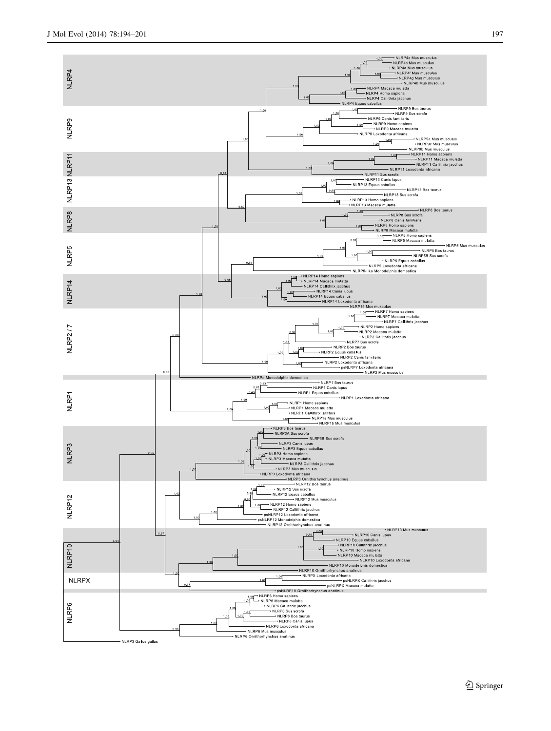**NLRP4**

- NLRP4e Mus musculus
- NLRP4c Mus musculus
- NLRP4a Mus musculus
- NLRP4f Mus musculus
- NLRP4g Mus musculus
- NLRP4b Mus musculus
- NLRP4 Macaca mulatta
- NLRP4 Homo sapiens
- NLRP4 Callithrix jacchus
- NLRP4 Equus caballus

**NLRP9**

- NLRP9 Bos taurus
- NLRP9 Sus scrofa
- NLRP9 Canis familiaris
- NLRP9 Homo sapiens
- NLRP9 Macaca mulatta
- NLRP9 Loxodonta africana
- NLRP9a Mus musculus
- NLRP9c Mus musculus
- NLRP9b Mus musculus

**NLRP11**

- NLRP11 Homo sapiens
- NLRP11 Macaca mulatta
- NLRP11 Callithrix jacchus
- NLRP11 Loxodonta africana
- NLRP11 Sus scrofa

**NLRP13**

- NLRP13 Canis lupus
- NLRP13 Equus caballus
- NLRP13 Bos taurus
- NLRP13 Sus scrofa
- NLRP13 Homo sapiens
- NLRP13 Macaca mulatta

**NLRP8**

- NLRP8 Bos taurus
- NLRP8 Sus scrofa
- NLRP8 Canis familiaris
- NLRP8 Homo sapiens
- NLRP8 Macaca mulatta

**NLRP5**

- NLRP5 Homo sapiens
- NLRP5 Macaca mulatta
- NLRP5 Mus musculus
- NLRP5 Bos taurus
- NLRP5B Sus scrofa
- NLRP5 Equus caballus
- NLRP5 Loxodonta africana
- NLRP5-like Monodelphis domestica

**NLRP14**

- NLRP14 Homo sapiens
- NLRP14 Macaca mulatta
- NLRP14 Callithrix jacchus
- NLRP14 Canis lupus
- NLRP14 Equus caballus
- NLRP14 Loxodonta africana
- NLRP14 Mus musculus

**NLRP2 / 7**

- NLRP7 Homo sapiens
- NLRP7 Macaca mulatta
- NLRP7 Callithrix jacchus
- NLRP2 Homo sapiens
- NLRP2 Macaca mulatta
- NLRP2 Callithrix jacchus
- NLRP7 Sus scrofa
- NLRP2 Bos taurus
- NLRP2 Equus caballus
- NLRP2 Canis familiaris
- NLRP2 Loxodonta africana
- psNLRP7 Loxodonta africana
- NLRP2 Mus musculus

- NLRPa Monodelphis domestica

**NLRP1**

- NLRP1 Bos taurus
- NLRP1 Canis lupus
- NLRP1 Equus caballus
- NLRP1 Loxodonta africana
- NLRP1 Homo sapiens
- NLRP1 Macaca mulatta
- NLRP1 Callithrix jacchus
- NLRP1a Mus musculus
- NLRP1b Mus musculus

**NLRP3**

- NLRP3 Bos taurus
- NLRP3A Sus scrofa
- NLRP3B Sus scrofa
- NLRP3 Canis lupus
- NLRP3 Equus caballus
- NLRP3 Homo sapiens
- NLRP3 Macaca mulatta
- NLRP3 Callithrix jacchus
- NLRP3 Mus musculus
- NLRP3 Loxodonta africana
- NLRP3 Ornithorhynchus anatinus

**NLRP12**

- NLRP12 Bos taurus
- NLRP12 Sus scrofa
- NLRP12 Equus caballus
- NLRP12 Mus musculus
- NLRP12 Homo sapiens
- NLRP12 Callithrix jacchus
- psNLRP12 Loxodonta africana
- psNLRP12 Monodelphis domestica
- NLRP12 Ornithorhynchus anatinus

**NLRP10**

- NLRP10 Mus musculus
- NLRP10 Canis lupus
- NLRP10 Equus caballus
- NLRP10 Callithrix jacchus
- NLRP10 Homo sapiens
- NLRP10 Macaca mulatta
- NLRP10 Loxodonta africana
- NLRP10 Monodelphis domestica
- NLRP10 Ornithorhynchus anatinus

**NLRPX**

- NLRPX Loxodonta africana
- psNLRPX Callithrix jacchus
- psNLRPX Macaca mulatta
- psNLRP10 Ornithorhynchus anatinus

**NLRP6**

- NLRP6 Homo sapiens
- NLRP6 Macaca mulatta
- NLRP6 Callithrix jacchus
- NLRP6 Sus scrofa
- NLRP6 Bos taurus
- NLRP6 Canis lupus
- NLRP6 Loxodonta africana
- NLRP6 Mus musculus
- NLRP6 Ornithorhynchus anatinus

- NLRP3 Gallus gallus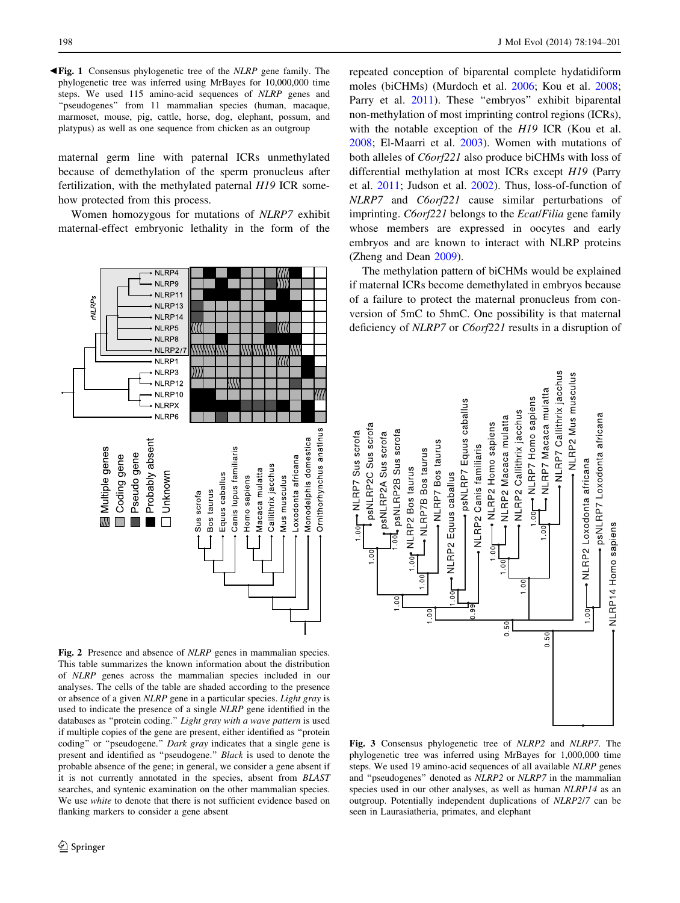◀**Fig. 1** Consensus phylogenetic tree of the *NLRP* gene family. The phylogenetic tree was inferred using MrBayes for 10,000,000 time steps. We used 115 amino-acid sequences of *NLRP* genes and "pseudogenes" from 11 mammalian species (human, macaque, marmoset, mouse, pig, cattle, horse, dog, elephant, possum, and platypus) as well as one sequence from chicken as an outgroup

maternal germ line with paternal ICRs unmethylated because of demethylation of the sperm pronucleus after fertilization, with the methylated paternal *H19* ICR somehow protected from this process.

Women homozygous for mutations of *NLRP7* exhibit maternal-effect embryonic lethality in the form of the repeated conception of biparental complete hydatidiform moles (biCHMs) (Murdoch et al. 2006; Kou et al. 2008; Parry et al. 2011). These "embryos" exhibit biparental non-methylation of most imprinting control regions (ICRs), with the notable exception of the *H19* ICR (Kou et al. 2008; El-Maarri et al. 2003). Women with mutations of both alleles of *C6orf221* also produce biCHMs with loss of differential methylation at most ICRs except *H19* (Parry et al. 2011; Judson et al. 2002). Thus, loss-of-function of *NLRP7* and *C6orf221* cause similar perturbations of imprinting. *C6orf221* belongs to the *Ecat/Filia* gene family whose members are expressed in oocytes and early embryos and are known to interact with NLRP proteins (Zheng and Dean 2009).

The methylation pattern of biCHMs would be explained if maternal ICRs become demethylated in embryos because of a failure to protect the maternal pronucleus from conversion of 5mC to 5hmC. One possibility is that maternal deficiency of *NLRP7* or *C6orf221* results in a disruption of

**Fig. 2** Presence and absence of *NLRP* genes in mammalian species. This table summarizes the known information about the distribution of *NLRP* genes across the mammalian species included in our analyses. The cells of the table are shaded according to the presence or absence of a given *NLRP* gene in a particular species. *Light gray* is used to indicate the presence of a single *NLRP* gene identified in the databases as "protein coding." *Light gray with a wave pattern* is used if multiple copies of the gene are present, either identified as "protein coding" or "pseudogene." *Dark gray* indicates that a single gene is present and identified as "pseudogene." *Black* is used to denote the probable absence of the gene; in general, we consider a gene absent if it is not currently annotated in the species, absent from *BLAST* searches, and syntenic examination on the other mammalian species. We use *white* to denote that there is not sufficient evidence based on flanking markers to consider a gene absent

**Fig. 3** Consensus phylogenetic tree of *NLRP2* and *NLRP7*. The phylogenetic tree was inferred using MrBayes for 1,000,000 time steps. We used 19 amino-acid sequences of all available *NLRP* genes and "pseudogenes" denoted as *NLRP2* or *NLRP7* in the mammalian species used in our other analyses, as well as human *NLRP14* as an outgroup. Potentially independent duplications of *NLRP2/7* can be seen in Laurasiatheria, primates, and elephant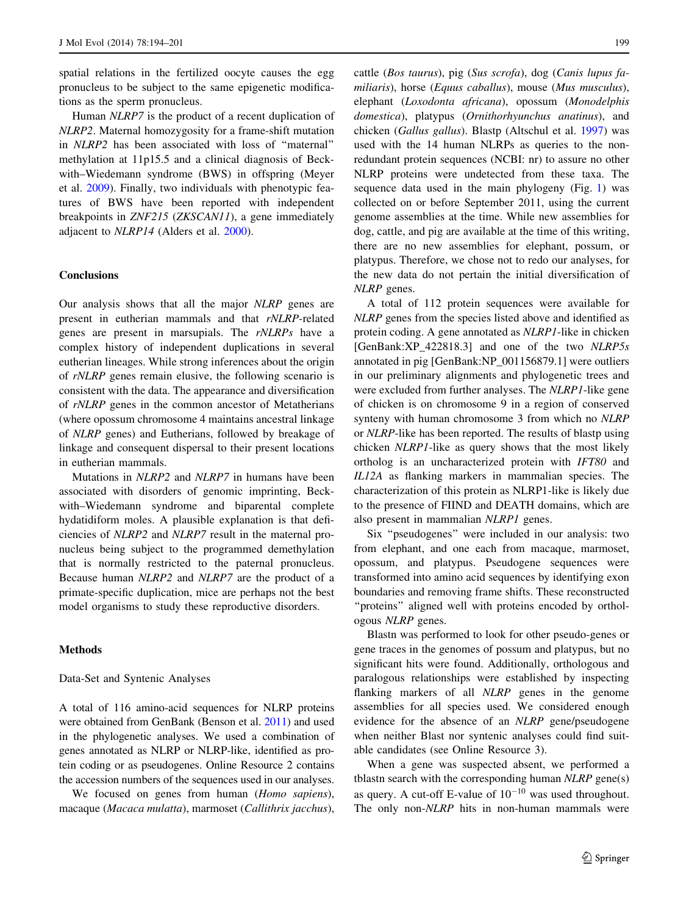spatial relations in the fertilized oocyte causes the egg pronucleus to be subject to the same epigenetic modifications as the sperm pronucleus.

Human *NLRP7* is the product of a recent duplication of *NLRP2*. Maternal homozygosity for a frame-shift mutation in *NLRP2* has been associated with loss of "maternal" methylation at 11p15.5 and a clinical diagnosis of Beckwith–Wiedemann syndrome (BWS) in offspring (Meyer et al. 2009). Finally, two individuals with phenotypic features of BWS have been reported with independent breakpoints in *ZNF215* (*ZKSCAN11*), a gene immediately adjacent to *NLRP14* (Alders et al. 2000).

## Conclusions

Our analysis shows that all the major *NLRP* genes are present in eutherian mammals and that *rNLRP*-related genes are present in marsupials. The *rNLRPs* have a complex history of independent duplications in several eutherian lineages. While strong inferences about the origin of *rNLRP* genes remain elusive, the following scenario is consistent with the data. The appearance and diversification of *rNLRP* genes in the common ancestor of Metatherians (where opossum chromosome 4 maintains ancestral linkage of *NLRP* genes) and Eutherians, followed by breakage of linkage and consequent dispersal to their present locations in eutherian mammals.

Mutations in *NLRP2* and *NLRP7* in humans have been associated with disorders of genomic imprinting, Beckwith–Wiedemann syndrome and biparental complete hydatidiform moles. A plausible explanation is that deficiencies of *NLRP2* and *NLRP7* result in the maternal pronucleus being subject to the programmed demethylation that is normally restricted to the paternal pronucleus. Because human *NLRP2* and *NLRP7* are the product of a primate-specific duplication, mice are perhaps not the best model organisms to study these reproductive disorders.

## Methods

### Data-Set and Syntenic Analyses

A total of 116 amino-acid sequences for NLRP proteins were obtained from GenBank (Benson et al. 2011) and used in the phylogenetic analyses. We used a combination of genes annotated as NLRP or NLRP-like, identified as protein coding or as pseudogenes. Online Resource 2 contains the accession numbers of the sequences used in our analyses.

We focused on genes from human (*Homo sapiens*), macaque (*Macaca mulatta*), marmoset (*Callithrix jacchus*), cattle (*Bos taurus*), pig (*Sus scrofa*), dog (*Canis lupus familiaris*), horse (*Equus caballus*), mouse (*Mus musculus*), elephant (*Loxodonta africana*), opossum (*Monodelphis domestica*), platypus (*Ornithorhyunchus anatinus*), and chicken (*Gallus gallus*). Blastp (Altschul et al. 1997) was used with the 14 human NLRPs as queries to the non-redundant protein sequences (NCBI: nr) to assure no other NLRP proteins were undetected from these taxa. The sequence data used in the main phylogeny (Fig. 1) was collected on or before September 2011, using the current genome assemblies at the time. While new assemblies for dog, cattle, and pig are available at the time of this writing, there are no new assemblies for elephant, possum, or platypus. Therefore, we chose not to redo our analyses, for the new data do not pertain the initial diversification of *NLRP* genes.

A total of 112 protein sequences were available for *NLRP* genes from the species listed above and identified as protein coding. A gene annotated as *NLRP1*-like in chicken [GenBank:XP_422818.3] and one of the two *NLRP5s* annotated in pig [GenBank:NP_001156879.1] were outliers in our preliminary alignments and phylogenetic trees and were excluded from further analyses. The *NLRP1*-like gene of chicken is on chromosome 9 in a region of conserved synteny with human chromosome 3 from which no *NLRP* or *NLRP*-like has been reported. The results of blastp using chicken *NLRP1*-like as query shows that the most likely ortholog is an uncharacterized protein with *IFT80* and *IL12A* as flanking markers in mammalian species. The characterization of this protein as NLRP1-like is likely due to the presence of FIIND and DEATH domains, which are also present in mammalian *NLRP1* genes.

Six "pseudogenes" were included in our analysis: two from elephant, and one each from macaque, marmoset, opossum, and platypus. Pseudogene sequences were transformed into amino acid sequences by identifying exon boundaries and removing frame shifts. These reconstructed "proteins" aligned well with proteins encoded by orthologous *NLRP* genes.

Blastn was performed to look for other pseudo-genes or gene traces in the genomes of possum and platypus, but no significant hits were found. Additionally, orthologous and paralogous relationships were established by inspecting flanking markers of all *NLRP* genes in the genome assemblies for all species used. We considered enough evidence for the absence of an *NLRP* gene/pseudogene when neither Blast nor syntenic analyses could find suitable candidates (see Online Resource 3).

When a gene was suspected absent, we performed a tblastn search with the corresponding human *NLRP* gene(s) as query. A cut-off E-value of $10^{-10}$ was used throughout. The only non-*NLRP* hits in non-human mammals were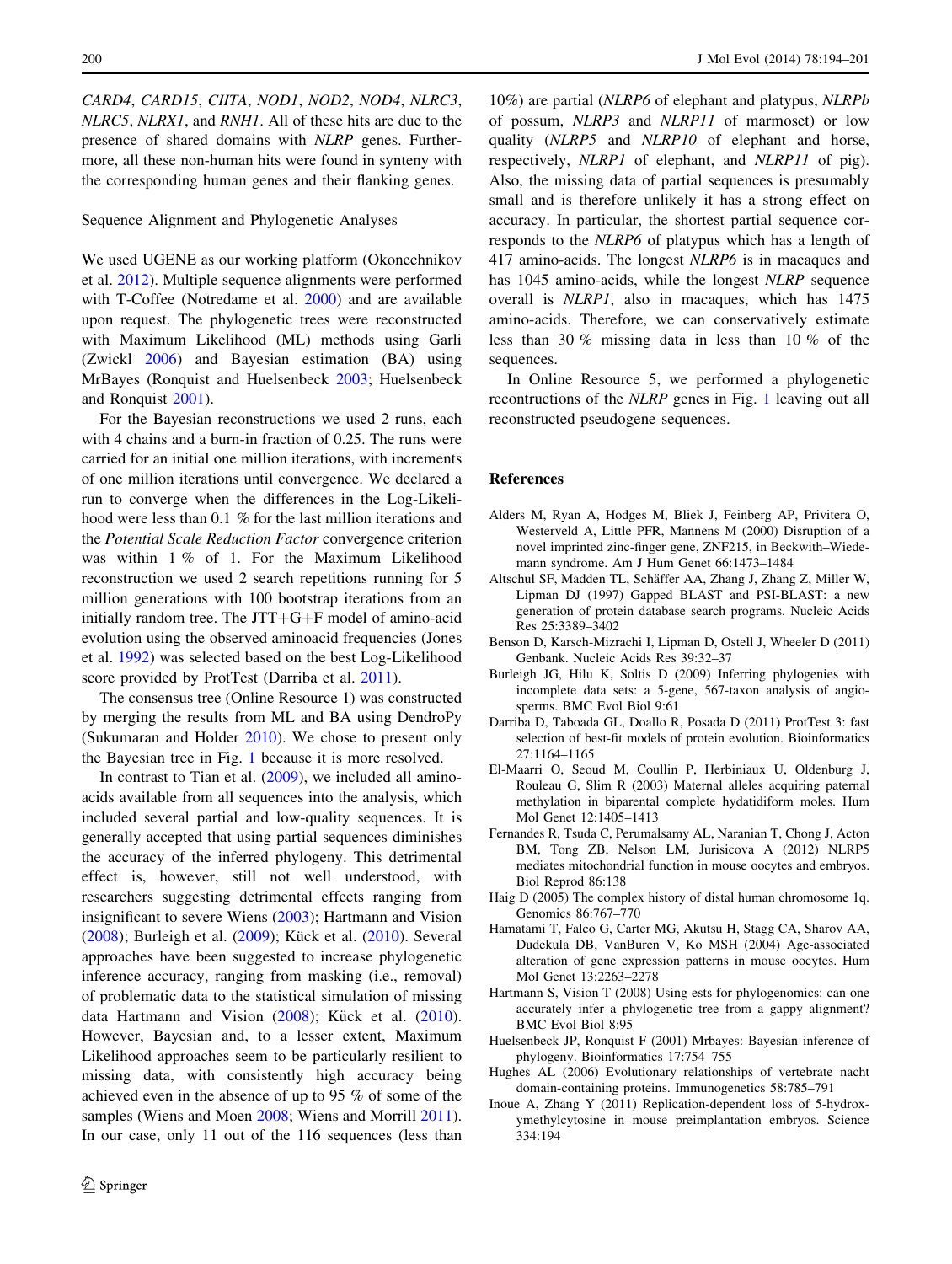*CARD4*, *CARD15*, *CIITA*, *NOD1*, *NOD2*, *NOD4*, *NLRC3*, *NLRC5*, *NLRX1*, and *RNH1*. All of these hits are due to the presence of shared domains with *NLRP* genes. Furthermore, all these non-human hits were found in synteny with the corresponding human genes and their flanking genes.

### Sequence Alignment and Phylogenetic Analyses

We used UGENE as our working platform (Okonechnikov et al. 2012). Multiple sequence alignments were performed with T-Coffee (Notredame et al. 2000) and are available upon request. The phylogenetic trees were reconstructed with Maximum Likelihood (ML) methods using Garli (Zwickl 2006) and Bayesian estimation (BA) using MrBayes (Ronquist and Huelsenbeck 2003; Huelsenbeck and Ronquist 2001).

For the Bayesian reconstructions we used 2 runs, each with 4 chains and a burn-in fraction of 0.25. The runs were carried for an initial one million iterations, with increments of one million iterations until convergence. We declared a run to converge when the differences in the Log-Likelihood were less than 0.1 % for the last million iterations and the *Potential Scale Reduction Factor* convergence criterion was within 1 % of 1. For the Maximum Likelihood reconstruction we used 2 search repetitions running for 5 million generations with 100 bootstrap iterations from an initially random tree. The JTT+G+F model of amino-acid evolution using the observed aminoacid frequencies (Jones et al. 1992) was selected based on the best Log-Likelihood score provided by ProtTest (Darriba et al. 2011).

The consensus tree (Online Resource 1) was constructed by merging the results from ML and BA using DendroPy (Sukumaran and Holder 2010). We chose to present only the Bayesian tree in Fig. 1 because it is more resolved.

In contrast to Tian et al. (2009), we included all amino-acids available from all sequences into the analysis, which included several partial and low-quality sequences. It is generally accepted that using partial sequences diminishes the accuracy of the inferred phylogeny. This detrimental effect is, however, still not well understood, with researchers suggesting detrimental effects ranging from insignificant to severe Wiens (2003); Hartmann and Vision (2008); Burleigh et al. (2009); Kück et al. (2010). Several approaches have been suggested to increase phylogenetic inference accuracy, ranging from masking (i.e., removal) of problematic data to the statistical simulation of missing data Hartmann and Vision (2008); Kück et al. (2010). However, Bayesian and, to a lesser extent, Maximum Likelihood approaches seem to be particularly resilient to missing data, with consistently high accuracy being achieved even in the absence of up to 95 % of some of the samples (Wiens and Moen 2008; Wiens and Morrill 2011). In our case, only 11 out of the 116 sequences (less than 10%) are partial (*NLRP6* of elephant and platypus, *NLRPb* of possum, *NLRP3* and *NLRP11* of marmoset) or low quality (*NLRP5* and *NLRP10* of elephant and horse, respectively, *NLRP1* of elephant, and *NLRP11* of pig). Also, the missing data of partial sequences is presumably small and is therefore unlikely it has a strong effect on accuracy. In particular, the shortest partial sequence corresponds to the *NLRP6* of platypus which has a length of 417 amino-acids. The longest *NLRP6* is in macaques and has 1045 amino-acids, while the longest *NLRP* sequence overall is *NLRP1*, also in macaques, which has 1475 amino-acids. Therefore, we can conservatively estimate less than 30 % missing data in less than 10 % of the sequences.

In Online Resource 5, we performed a phylogenetic recontructions of the *NLRP* genes in Fig. 1 leaving out all reconstructed pseudogene sequences.

## References

Alders M, Ryan A, Hodges M, Bliek J, Feinberg AP, Privitera O, Westerveld A, Little PFR, Mannens M (2000) Disruption of a novel imprinted zinc-finger gene, ZNF215, in Beckwith–Wiedemann syndrome. Am J Hum Genet 66:1473–1484

Altschul SF, Madden TL, Schäffer AA, Zhang J, Zhang Z, Miller W, Lipman DJ (1997) Gapped BLAST and PSI-BLAST: a new generation of protein database search programs. Nucleic Acids Res 25:3389–3402

Benson D, Karsch-Mizrachi I, Lipman D, Ostell J, Wheeler D (2011) Genbank. Nucleic Acids Res 39:32–37

Burleigh JG, Hilu K, Soltis D (2009) Inferring phylogenies with incomplete data sets: a 5-gene, 567-taxon analysis of angiosperms. BMC Evol Biol 9:61

Darriba D, Taboada GL, Doallo R, Posada D (2011) ProtTest 3: fast selection of best-fit models of protein evolution. Bioinformatics 27:1164–1165

El-Maarri O, Seoud M, Coullin P, Herbiniaux U, Oldenburg J, Rouleau G, Slim R (2003) Maternal alleles acquiring paternal methylation in biparental complete hydatidiform moles. Hum Mol Genet 12:1405–1413

Fernandes R, Tsuda C, Perumalsamy AL, Naranian T, Chong J, Acton BM, Tong ZB, Nelson LM, Jurisicova A (2012) NLRP5 mediates mitochondrial function in mouse oocytes and embryos. Biol Reprod 86:138

Haig D (2005) The complex history of distal human chromosome 1q. Genomics 86:767–770

Hamatami T, Falco G, Carter MG, Akutsu H, Stagg CA, Sharov AA, Dudekula DB, VanBuren V, Ko MSH (2004) Age-associated alteration of gene expression patterns in mouse oocytes. Hum Mol Genet 13:2263–2278

Hartmann S, Vision T (2008) Using ests for phylogenomics: can one accurately infer a phylogenetic tree from a gappy alignment? BMC Evol Biol 8:95

Huelsenbeck JP, Ronquist F (2001) Mrbayes: Bayesian inference of phylogeny. Bioinformatics 17:754–755

Hughes AL (2006) Evolutionary relationships of vertebrate nacht domain-containing proteins. Immunogenetics 58:785–791

Inoue A, Zhang Y (2011) Replication-dependent loss of 5-hydroxymethylcytosine in mouse preimplantation embryos. Science 334:194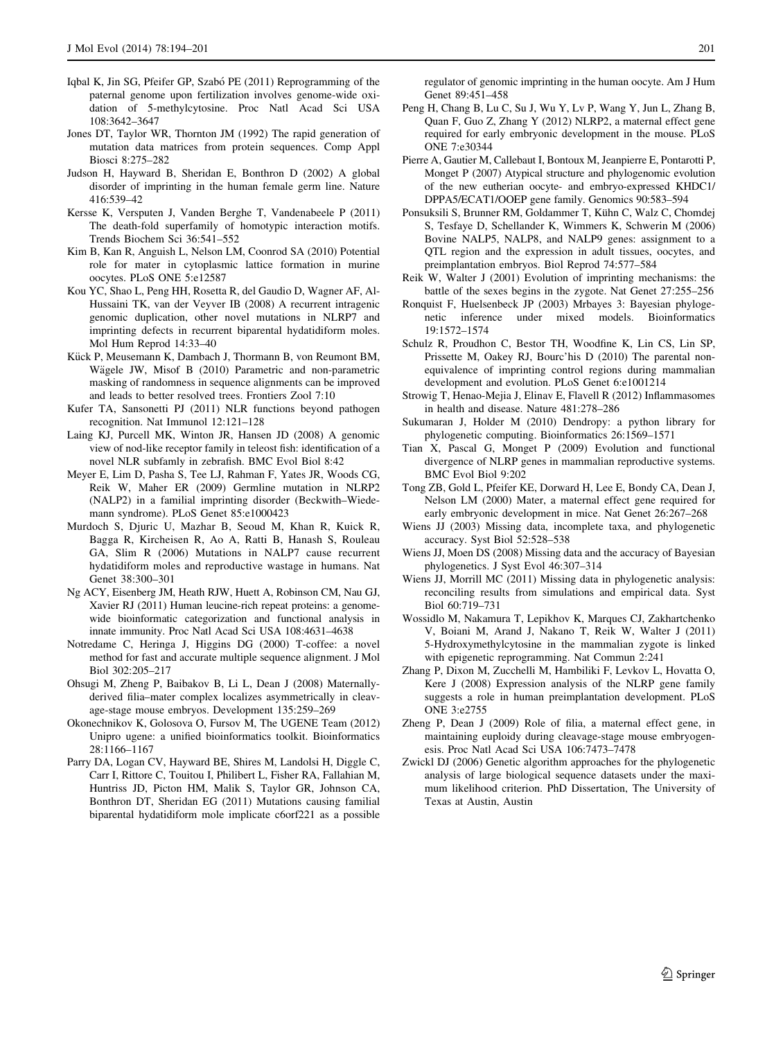Iqbal K, Jin SG, Pfeifer GP, Szabó PE (2011) Reprogramming of the paternal genome upon fertilization involves genome-wide oxidation of 5-methylcytosine. Proc Natl Acad Sci USA 108:3642–3647

Jones DT, Taylor WR, Thornton JM (1992) The rapid generation of mutation data matrices from protein sequences. Comp Appl Biosci 8:275–282

Judson H, Hayward B, Sheridan E, Bonthron D (2002) A global disorder of imprinting in the human female germ line. Nature 416:539–42

Kersse K, Versputen J, Vanden Berghe T, Vandenabeele P (2011) The death-fold superfamily of homotypic interaction motifs. Trends Biochem Sci 36:541–552

Kim B, Kan R, Anguish L, Nelson LM, Coonrod SA (2010) Potential role for mater in cytoplasmic lattice formation in murine oocytes. PLoS ONE 5:e12587

Kou YC, Shao L, Peng HH, Rosetta R, del Gaudio D, Wagner AF, Al-Hussaini TK, van der Veyver IB (2008) A recurrent intragenic genomic duplication, other novel mutations in NLRP7 and imprinting defects in recurrent biparental hydatidiform moles. Mol Hum Reprod 14:33–40

Kück P, Meusemann K, Dambach J, Thormann B, von Reumont BM, Wägele JW, Misof B (2010) Parametric and non-parametric masking of randomness in sequence alignments can be improved and leads to better resolved trees. Frontiers Zool 7:10

Kufer TA, Sansonetti PJ (2011) NLR functions beyond pathogen recognition. Nat Immunol 12:121–128

Laing KJ, Purcell MK, Winton JR, Hansen JD (2008) A genomic view of nod-like receptor family in teleost fish: identification of a novel NLR subfamly in zebrafish. BMC Evol Biol 8:42

Meyer E, Lim D, Pasha S, Tee LJ, Rahman F, Yates JR, Woods CG, Reik W, Maher ER (2009) Germline mutation in NLRP2 (NALP2) in a familial imprinting disorder (Beckwith–Wiedemann syndrome). PLoS Genet 85:e1000423

Murdoch S, Djuric U, Mazhar B, Seoud M, Khan R, Kuick R, Bagga R, Kircheisen R, Ao A, Ratti B, Hanash S, Rouleau GA, Slim R (2006) Mutations in NALP7 cause recurrent hydatidiform moles and reproductive wastage in humans. Nat Genet 38:300–301

Ng ACY, Eisenberg JM, Heath RJW, Huett A, Robinson CM, Nau GJ, Xavier RJ (2011) Human leucine-rich repeat proteins: a genome-wide bioinformatic categorization and functional analysis in innate immunity. Proc Natl Acad Sci USA 108:4631–4638

Notredame C, Heringa J, Higgins DG (2000) T-coffee: a novel method for fast and accurate multiple sequence alignment. J Mol Biol 302:205–217

Ohsugi M, Zheng P, Baibakov B, Li L, Dean J (2008) Maternally-derived filia–mater complex localizes asymmetrically in cleavage-stage mouse embryos. Development 135:259–269

Okonechnikov K, Golosova O, Fursov M, The UGENE Team (2012) Unipro ugene: a unified bioinformatics toolkit. Bioinformatics 28:1166–1167

Parry DA, Logan CV, Hayward BE, Shires M, Landolsi H, Diggle C, Carr I, Rittore C, Touitou I, Philibert L, Fisher RA, Fallahian M, Huntriss JD, Picton HM, Malik S, Taylor GR, Johnson CA, Bonthron DT, Sheridan EG (2011) Mutations causing familial biparental hydatidiform mole implicate c6orf221 as a possible regulator of genomic imprinting in the human oocyte. Am J Hum Genet 89:451–458

Peng H, Chang B, Lu C, Su J, Wu Y, Lv P, Wang Y, Jun L, Zhang B, Quan F, Guo Z, Zhang Y (2012) NLRP2, a maternal effect gene required for early embryonic development in the mouse. PLoS ONE 7:e30344

Pierre A, Gautier M, Callebaut I, Bontoux M, Jeanpierre E, Pontarotti P, Monget P (2007) Atypical structure and phylogenomic evolution of the new eutherian oocyte- and embryo-expressed KHDC1/DPPA5/ECAT1/OOEP gene family. Genomics 90:583–594

Ponsuksili S, Brunner RM, Goldammer T, Kühn C, Walz C, Chomdej S, Tesfaye D, Schellander K, Wimmers K, Schwerin M (2006) Bovine NALP5, NALP8, and NALP9 genes: assignment to a QTL region and the expression in adult tissues, oocytes, and preimplantation embryos. Biol Reprod 74:577–584

Reik W, Walter J (2001) Evolution of imprinting mechanisms: the battle of the sexes begins in the zygote. Nat Genet 27:255–256

Ronquist F, Huelsenbeck JP (2003) Mrbayes 3: Bayesian phylogenetic inference under mixed models. Bioinformatics 19:1572–1574

Schulz R, Proudhon C, Bestor TH, Woodfine K, Lin CS, Lin SP, Prissette M, Oakey RJ, Bourc'his D (2010) The parental non-equivalence of imprinting control regions during mammalian development and evolution. PLoS Genet 6:e1001214

Strowig T, Henao-Mejia J, Elinav E, Flavell R (2012) Inflammasomes in health and disease. Nature 481:278–286

Sukumaran J, Holder M (2010) Dendropy: a python library for phylogenetic computing. Bioinformatics 26:1569–1571

Tian X, Pascal G, Monget P (2009) Evolution and functional divergence of NLRP genes in mammalian reproductive systems. BMC Evol Biol 9:202

Tong ZB, Gold L, Pfeifer KE, Dorward H, Lee E, Bondy CA, Dean J, Nelson LM (2000) Mater, a maternal effect gene required for early embryonic development in mice. Nat Genet 26:267–268

Wiens JJ (2003) Missing data, incomplete taxa, and phylogenetic accuracy. Syst Biol 52:528–538

Wiens JJ, Moen DS (2008) Missing data and the accuracy of Bayesian phylogenetics. J Syst Evol 46:307–314

Wiens JJ, Morrill MC (2011) Missing data in phylogenetic analysis: reconciling results from simulations and empirical data. Syst Biol 60:719–731

Wossidlo M, Nakamura T, Lepikhov K, Marques CJ, Zakhartchenko V, Boiani M, Arand J, Nakano T, Reik W, Walter J (2011) 5-Hydroxymethylcytosine in the mammalian zygote is linked with epigenetic reprogramming. Nat Commun 2:241

Zhang P, Dixon M, Zucchelli M, Hambiliki F, Levkov L, Hovatta O, Kere J (2008) Expression analysis of the NLRP gene family suggests a role in human preimplantation development. PLoS ONE 3:e2755

Zheng P, Dean J (2009) Role of filia, a maternal effect gene, in maintaining euploidy during cleavage-stage mouse embryogenesis. Proc Natl Acad Sci USA 106:7473–7478

Zwickl DJ (2006) Genetic algorithm approaches for the phylogenetic analysis of large biological sequence datasets under the maximum likelihood criterion. PhD Dissertation, The University of Texas at Austin, Austin